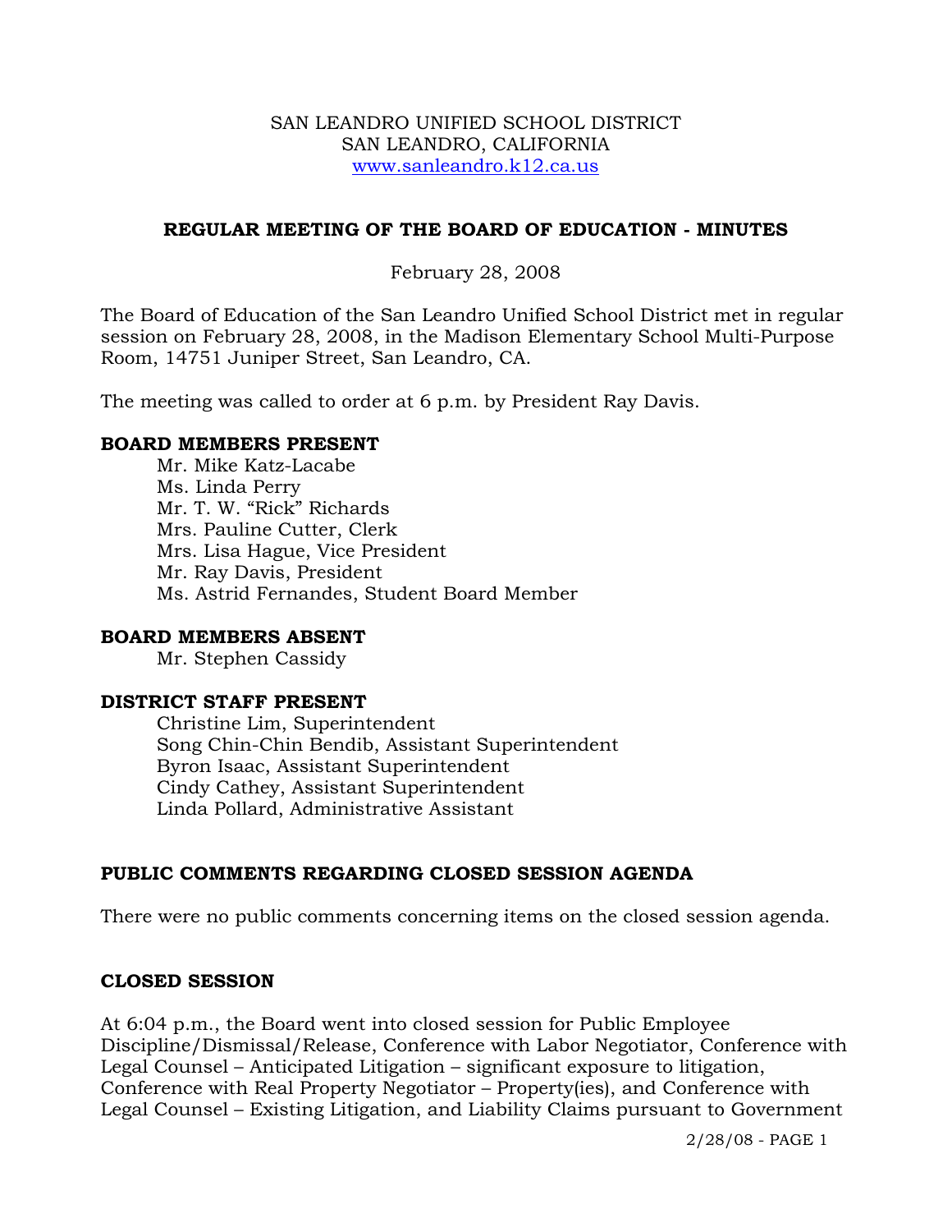SAN LEANDRO UNIFIED SCHOOL DISTRICT
SAN LEANDRO, CALIFORNIA
www.sanleandro.k12.ca.us

# REGULAR MEETING OF THE BOARD OF EDUCATION - MINUTES

February 28, 2008

The Board of Education of the San Leandro Unified School District met in regular session on February 28, 2008, in the Madison Elementary School Multi-Purpose Room, 14751 Juniper Street, San Leandro, CA.

The meeting was called to order at 6 p.m. by President Ray Davis.

## BOARD MEMBERS PRESENT

Mr. Mike Katz-Lacabe
Ms. Linda Perry
Mr. T. W. "Rick" Richards
Mrs. Pauline Cutter, Clerk
Mrs. Lisa Hague, Vice President
Mr. Ray Davis, President
Ms. Astrid Fernandes, Student Board Member

## BOARD MEMBERS ABSENT

Mr. Stephen Cassidy

## DISTRICT STAFF PRESENT

Christine Lim, Superintendent
Song Chin-Chin Bendib, Assistant Superintendent
Byron Isaac, Assistant Superintendent
Cindy Cathey, Assistant Superintendent
Linda Pollard, Administrative Assistant

## PUBLIC COMMENTS REGARDING CLOSED SESSION AGENDA

There were no public comments concerning items on the closed session agenda.

## CLOSED SESSION

At 6:04 p.m., the Board went into closed session for Public Employee Discipline/Dismissal/Release, Conference with Labor Negotiator, Conference with Legal Counsel – Anticipated Litigation – significant exposure to litigation, Conference with Real Property Negotiator – Property(ies), and Conference with Legal Counsel – Existing Litigation, and Liability Claims pursuant to Government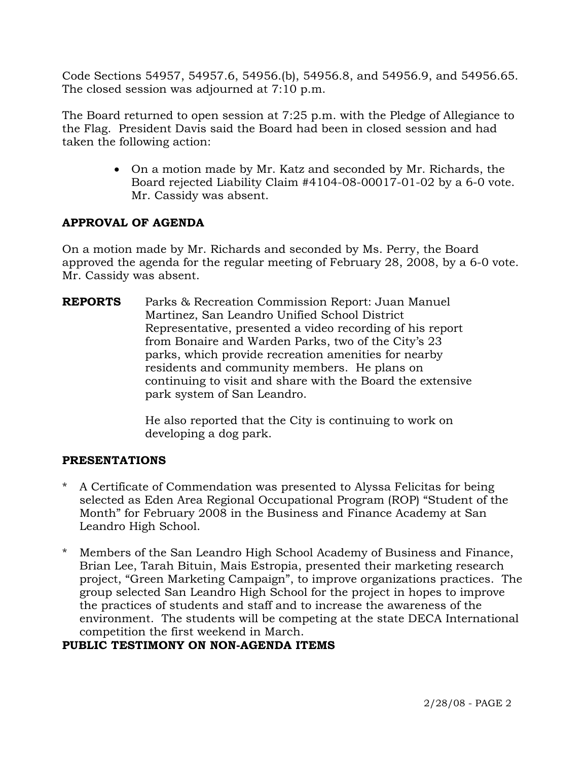Code Sections 54957, 54957.6, 54956.(b), 54956.8, and 54956.9, and 54956.65. The closed session was adjourned at 7:10 p.m.

The Board returned to open session at 7:25 p.m. with the Pledge of Allegiance to the Flag. President Davis said the Board had been in closed session and had taken the following action:

- On a motion made by Mr. Katz and seconded by Mr. Richards, the Board rejected Liability Claim #4104-08-00017-01-02 by a 6-0 vote. Mr. Cassidy was absent.

**APPROVAL OF AGENDA**

On a motion made by Mr. Richards and seconded by Ms. Perry, the Board approved the agenda for the regular meeting of February 28, 2008, by a 6-0 vote. Mr. Cassidy was absent.

**REPORTS** Parks & Recreation Commission Report: Juan Manuel Martinez, San Leandro Unified School District Representative, presented a video recording of his report from Bonaire and Warden Parks, two of the City's 23 parks, which provide recreation amenities for nearby residents and community members. He plans on continuing to visit and share with the Board the extensive park system of San Leandro.

He also reported that the City is continuing to work on developing a dog park.

**PRESENTATIONS**

* A Certificate of Commendation was presented to Alyssa Felicitas for being selected as Eden Area Regional Occupational Program (ROP) "Student of the Month" for February 2008 in the Business and Finance Academy at San Leandro High School.

* Members of the San Leandro High School Academy of Business and Finance, Brian Lee, Tarah Bituin, Mais Estropia, presented their marketing research project, "Green Marketing Campaign", to improve organizations practices. The group selected San Leandro High School for the project in hopes to improve the practices of students and staff and to increase the awareness of the environment. The students will be competing at the state DECA International competition the first weekend in March.

**PUBLIC TESTIMONY ON NON-AGENDA ITEMS**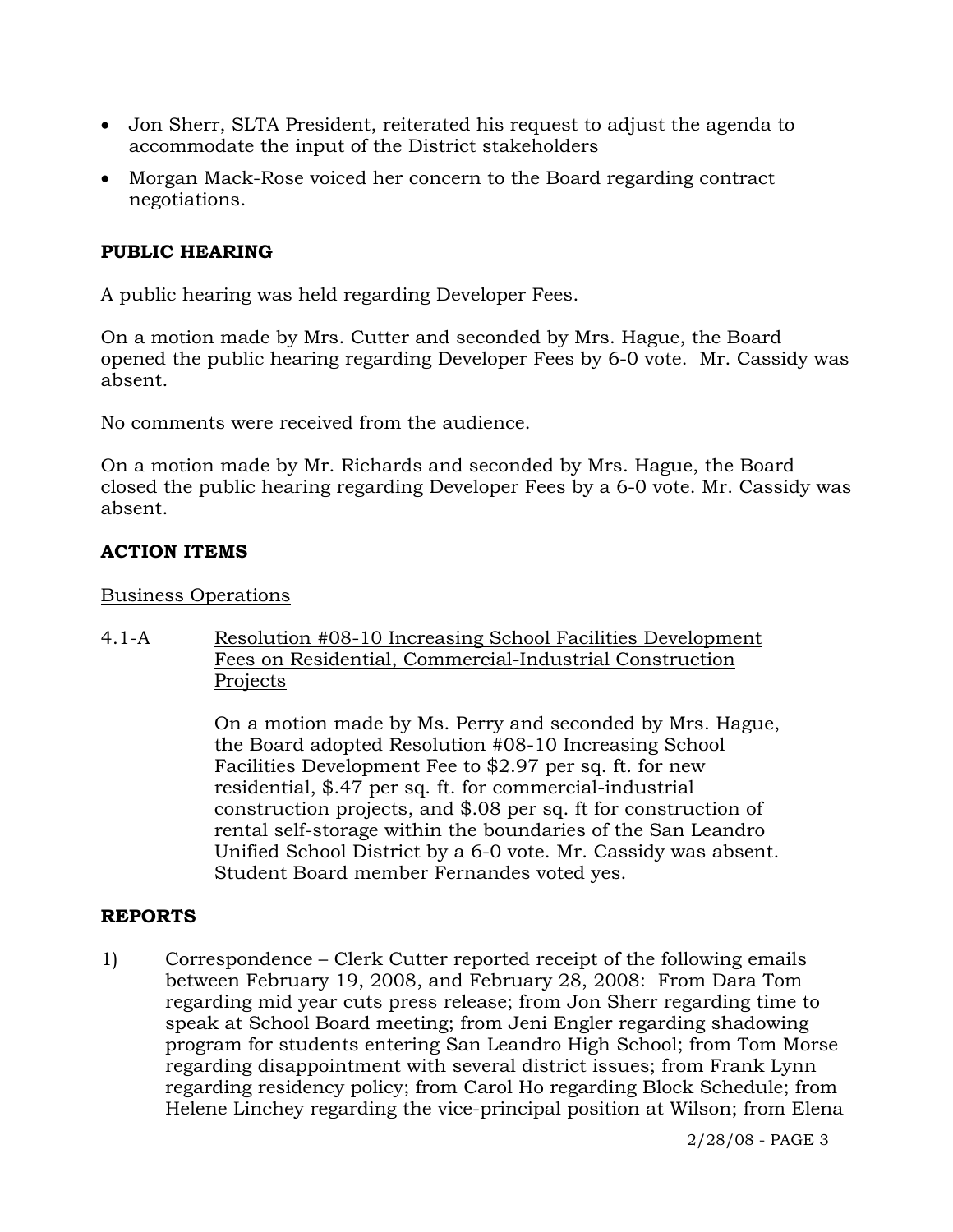- Jon Sherr, SLTA President, reiterated his request to adjust the agenda to accommodate the input of the District stakeholders
- Morgan Mack-Rose voiced her concern to the Board regarding contract negotiations.

**PUBLIC HEARING**

A public hearing was held regarding Developer Fees.

On a motion made by Mrs. Cutter and seconded by Mrs. Hague, the Board opened the public hearing regarding Developer Fees by 6-0 vote. Mr. Cassidy was absent.

No comments were received from the audience.

On a motion made by Mr. Richards and seconded by Mrs. Hague, the Board closed the public hearing regarding Developer Fees by a 6-0 vote. Mr. Cassidy was absent.

**ACTION ITEMS**

Business Operations

4.1-A Resolution #08-10 Increasing School Facilities Development Fees on Residential, Commercial-Industrial Construction Projects

On a motion made by Ms. Perry and seconded by Mrs. Hague, the Board adopted Resolution #08-10 Increasing School Facilities Development Fee to $2.97 per sq. ft. for new residential, $.47 per sq. ft. for commercial-industrial construction projects, and $.08 per sq. ft for construction of rental self-storage within the boundaries of the San Leandro Unified School District by a 6-0 vote. Mr. Cassidy was absent. Student Board member Fernandes voted yes.

**REPORTS**

1) Correspondence – Clerk Cutter reported receipt of the following emails between February 19, 2008, and February 28, 2008: From Dara Tom regarding mid year cuts press release; from Jon Sherr regarding time to speak at School Board meeting; from Jeni Engler regarding shadowing program for students entering San Leandro High School; from Tom Morse regarding disappointment with several district issues; from Frank Lynn regarding residency policy; from Carol Ho regarding Block Schedule; from Helene Linchey regarding the vice-principal position at Wilson; from Elena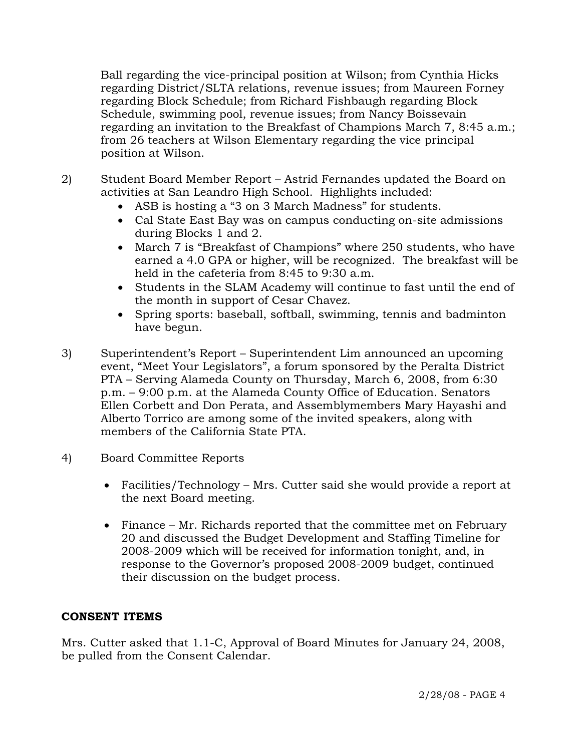Ball regarding the vice-principal position at Wilson; from Cynthia Hicks regarding District/SLTA relations, revenue issues; from Maureen Forney regarding Block Schedule; from Richard Fishbaugh regarding Block Schedule, swimming pool, revenue issues; from Nancy Boissevain regarding an invitation to the Breakfast of Champions March 7, 8:45 a.m.; from 26 teachers at Wilson Elementary regarding the vice principal position at Wilson.

2) Student Board Member Report – Astrid Fernandes updated the Board on activities at San Leandro High School. Highlights included:
   - ASB is hosting a "3 on 3 March Madness" for students.
   - Cal State East Bay was on campus conducting on-site admissions during Blocks 1 and 2.
   - March 7 is "Breakfast of Champions" where 250 students, who have earned a 4.0 GPA or higher, will be recognized. The breakfast will be held in the cafeteria from 8:45 to 9:30 a.m.
   - Students in the SLAM Academy will continue to fast until the end of the month in support of Cesar Chavez.
   - Spring sports: baseball, softball, swimming, tennis and badminton have begun.

3) Superintendent's Report – Superintendent Lim announced an upcoming event, "Meet Your Legislators", a forum sponsored by the Peralta District PTA – Serving Alameda County on Thursday, March 6, 2008, from 6:30 p.m. – 9:00 p.m. at the Alameda County Office of Education. Senators Ellen Corbett and Don Perata, and Assemblymembers Mary Hayashi and Alberto Torrico are among some of the invited speakers, along with members of the California State PTA.

4) Board Committee Reports

   - Facilities/Technology – Mrs. Cutter said she would provide a report at the next Board meeting.

   - Finance – Mr. Richards reported that the committee met on February 20 and discussed the Budget Development and Staffing Timeline for 2008-2009 which will be received for information tonight, and, in response to the Governor's proposed 2008-2009 budget, continued their discussion on the budget process.

## CONSENT ITEMS

Mrs. Cutter asked that 1.1-C, Approval of Board Minutes for January 24, 2008, be pulled from the Consent Calendar.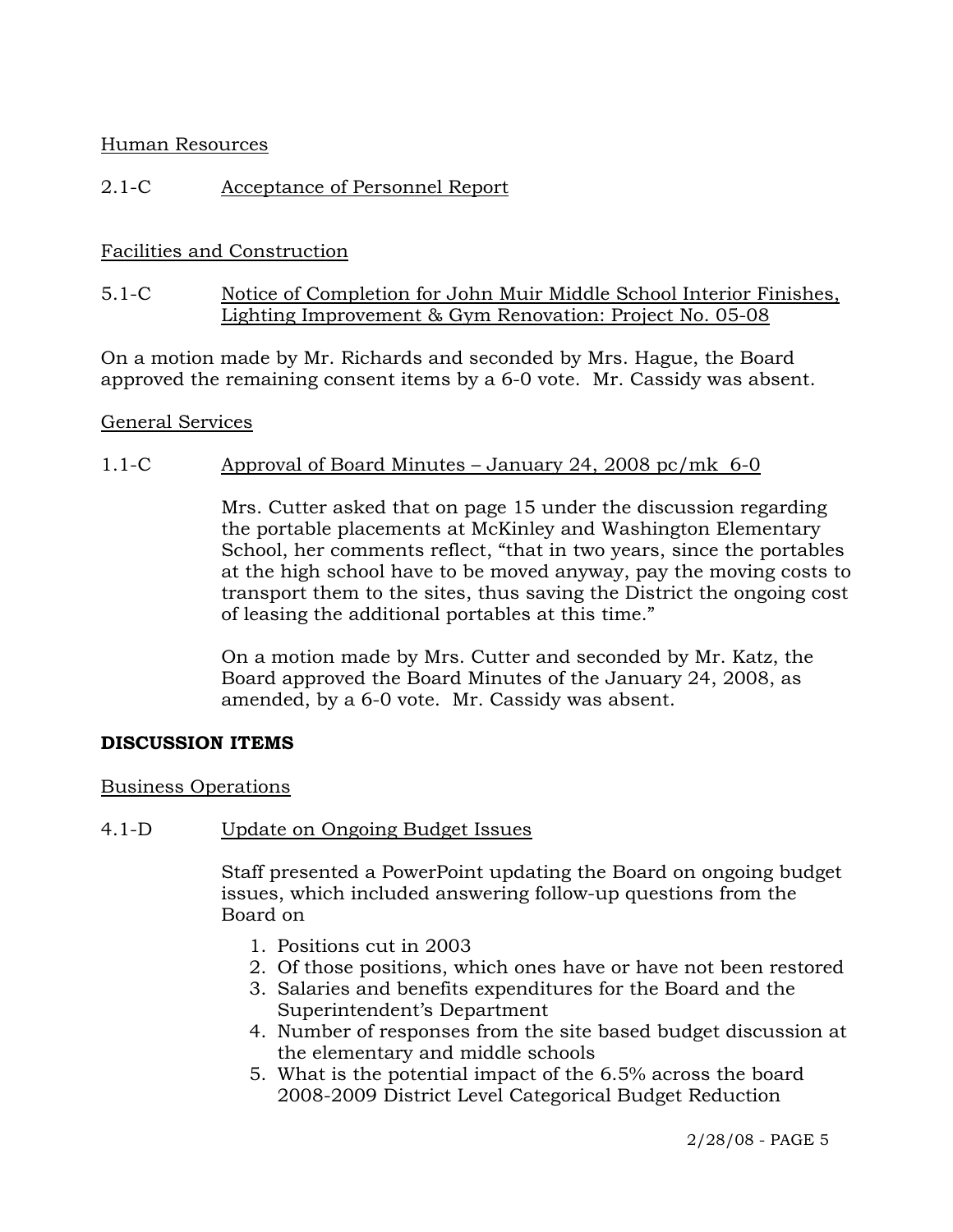Human Resources

2.1-C Acceptance of Personnel Report

Facilities and Construction

5.1-C Notice of Completion for John Muir Middle School Interior Finishes, Lighting Improvement & Gym Renovation: Project No. 05-08

On a motion made by Mr. Richards and seconded by Mrs. Hague, the Board approved the remaining consent items by a 6-0 vote. Mr. Cassidy was absent.

General Services

1.1-C Approval of Board Minutes – January 24, 2008 pc/mk 6-0

Mrs. Cutter asked that on page 15 under the discussion regarding the portable placements at McKinley and Washington Elementary School, her comments reflect, "that in two years, since the portables at the high school have to be moved anyway, pay the moving costs to transport them to the sites, thus saving the District the ongoing cost of leasing the additional portables at this time."

On a motion made by Mrs. Cutter and seconded by Mr. Katz, the Board approved the Board Minutes of the January 24, 2008, as amended, by a 6-0 vote. Mr. Cassidy was absent.

**DISCUSSION ITEMS**

Business Operations

4.1-D Update on Ongoing Budget Issues

Staff presented a PowerPoint updating the Board on ongoing budget issues, which included answering follow-up questions from the Board on

1. Positions cut in 2003
2. Of those positions, which ones have or have not been restored
3. Salaries and benefits expenditures for the Board and the Superintendent's Department
4. Number of responses from the site based budget discussion at the elementary and middle schools
5. What is the potential impact of the 6.5% across the board 2008-2009 District Level Categorical Budget Reduction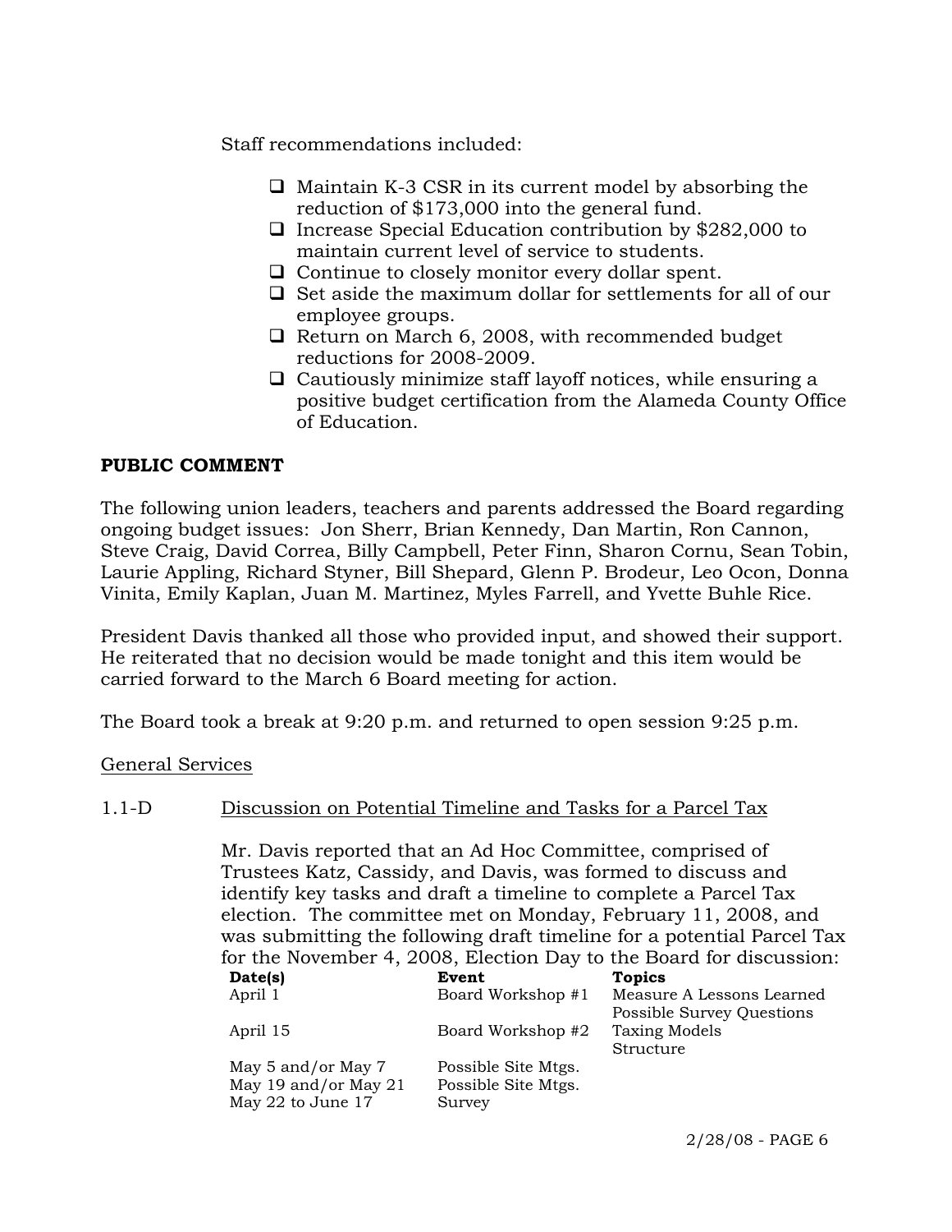Staff recommendations included:

- Maintain K-3 CSR in its current model by absorbing the reduction of $173,000 into the general fund.
- Increase Special Education contribution by $282,000 to maintain current level of service to students.
- Continue to closely monitor every dollar spent.
- Set aside the maximum dollar for settlements for all of our employee groups.
- Return on March 6, 2008, with recommended budget reductions for 2008-2009.
- Cautiously minimize staff layoff notices, while ensuring a positive budget certification from the Alameda County Office of Education.

**PUBLIC COMMENT**

The following union leaders, teachers and parents addressed the Board regarding ongoing budget issues: Jon Sherr, Brian Kennedy, Dan Martin, Ron Cannon, Steve Craig, David Correa, Billy Campbell, Peter Finn, Sharon Cornu, Sean Tobin, Laurie Appling, Richard Styner, Bill Shepard, Glenn P. Brodeur, Leo Ocon, Donna Vinita, Emily Kaplan, Juan M. Martinez, Myles Farrell, and Yvette Buhle Rice.

President Davis thanked all those who provided input, and showed their support. He reiterated that no decision would be made tonight and this item would be carried forward to the March 6 Board meeting for action.

The Board took a break at 9:20 p.m. and returned to open session 9:25 p.m.

General Services

1.1-D Discussion on Potential Timeline and Tasks for a Parcel Tax

Mr. Davis reported that an Ad Hoc Committee, comprised of Trustees Katz, Cassidy, and Davis, was formed to discuss and identify key tasks and draft a timeline to complete a Parcel Tax election. The committee met on Monday, February 11, 2008, and was submitting the following draft timeline for a potential Parcel Tax for the November 4, 2008, Election Day to the Board for discussion:

| Date(s) | Event | Topics |
|---|---|---|
| April 1 | Board Workshop #1 | Measure A Lessons Learned<br>Possible Survey Questions |
| April 15 | Board Workshop #2 | Taxing Models<br>Structure |
| May 5 and/or May 7 | Possible Site Mtgs. | |
| May 19 and/or May 21 | Possible Site Mtgs. | |
| May 22 to June 17 | Survey | |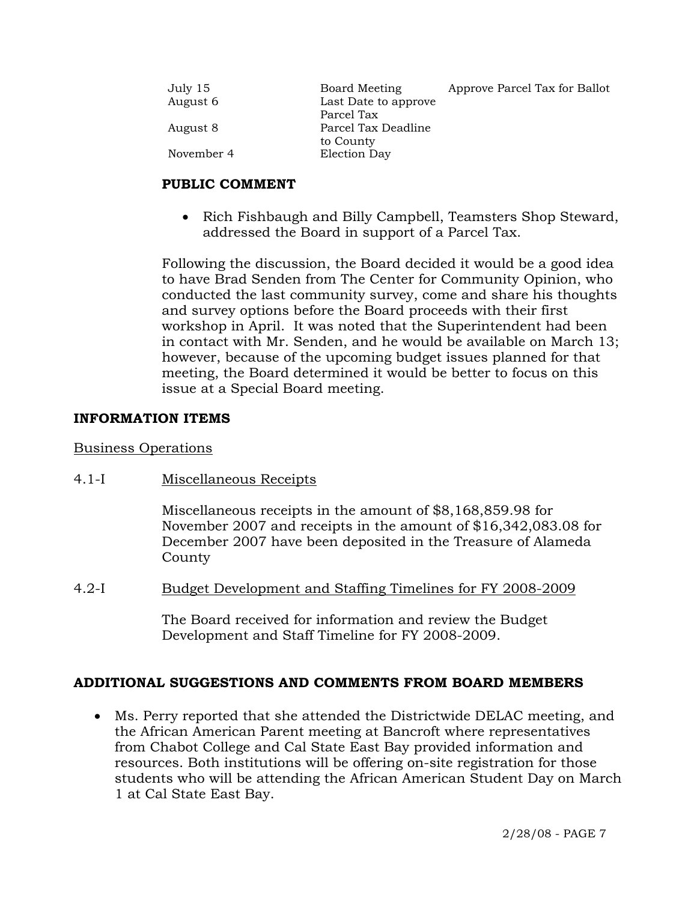| | | |
|---|---|---|
| July 15 | Board Meeting | Approve Parcel Tax for Ballot |
| August 6 | Last Date to approve Parcel Tax | |
| August 8 | Parcel Tax Deadline to County | |
| November 4 | Election Day | |

**PUBLIC COMMENT**

- Rich Fishbaugh and Billy Campbell, Teamsters Shop Steward, addressed the Board in support of a Parcel Tax.

Following the discussion, the Board decided it would be a good idea to have Brad Senden from The Center for Community Opinion, who conducted the last community survey, come and share his thoughts and survey options before the Board proceeds with their first workshop in April. It was noted that the Superintendent had been in contact with Mr. Senden, and he would be available on March 13; however, because of the upcoming budget issues planned for that meeting, the Board determined it would be better to focus on this issue at a Special Board meeting.

**INFORMATION ITEMS**

Business Operations

4.1-I Miscellaneous Receipts

Miscellaneous receipts in the amount of $8,168,859.98 for November 2007 and receipts in the amount of $16,342,083.08 for December 2007 have been deposited in the Treasure of Alameda County

4.2-I Budget Development and Staffing Timelines for FY 2008-2009

The Board received for information and review the Budget Development and Staff Timeline for FY 2008-2009.

**ADDITIONAL SUGGESTIONS AND COMMENTS FROM BOARD MEMBERS**

- Ms. Perry reported that she attended the Districtwide DELAC meeting, and the African American Parent meeting at Bancroft where representatives from Chabot College and Cal State East Bay provided information and resources. Both institutions will be offering on-site registration for those students who will be attending the African American Student Day on March 1 at Cal State East Bay.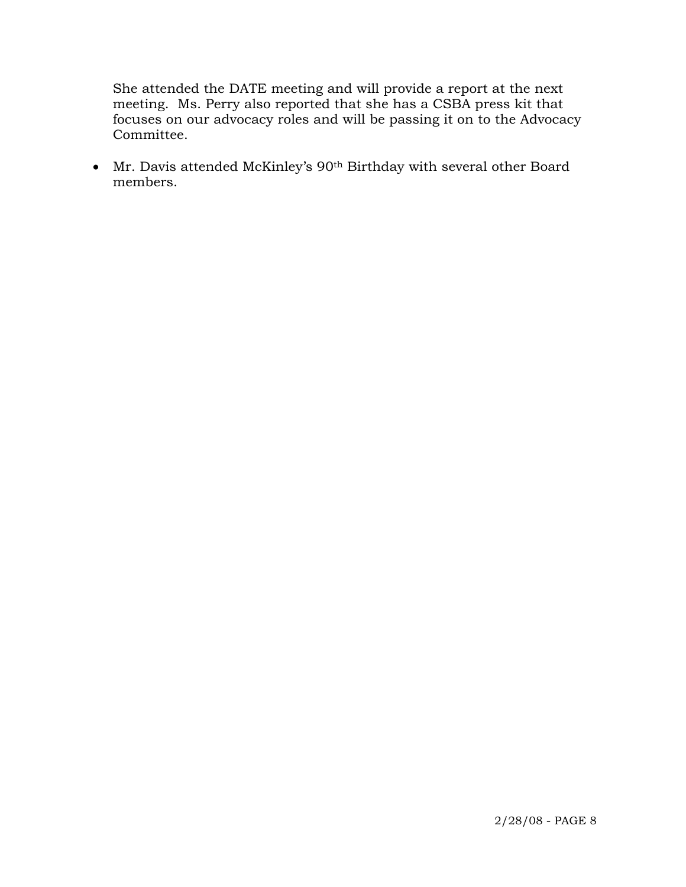She attended the DATE meeting and will provide a report at the next meeting. Ms. Perry also reported that she has a CSBA press kit that focuses on our advocacy roles and will be passing it on to the Advocacy Committee.

- Mr. Davis attended McKinley's 90th Birthday with several other Board members.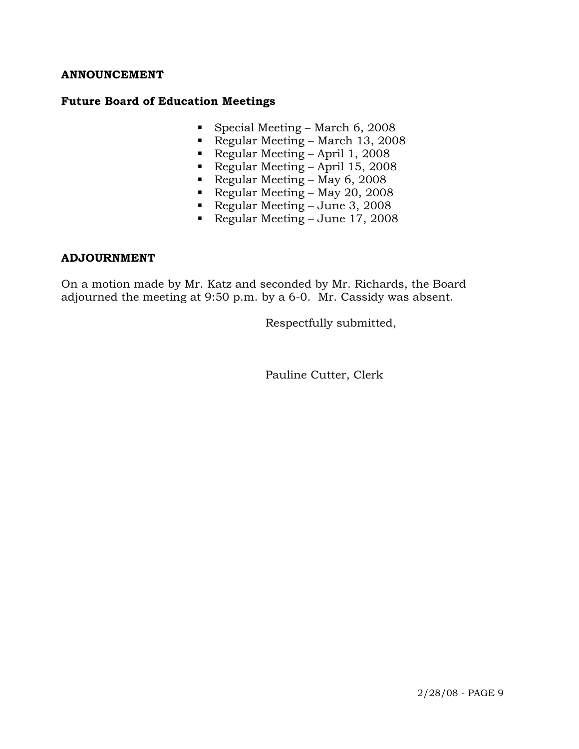**ANNOUNCEMENT**

**Future Board of Education Meetings**

- Special Meeting – March 6, 2008
- Regular Meeting – March 13, 2008
- Regular Meeting – April 1, 2008
- Regular Meeting – April 15, 2008
- Regular Meeting – May 6, 2008
- Regular Meeting – May 20, 2008
- Regular Meeting – June 3, 2008
- Regular Meeting – June 17, 2008

**ADJOURNMENT**

On a motion made by Mr. Katz and seconded by Mr. Richards, the Board adjourned the meeting at 9:50 p.m. by a 6-0. Mr. Cassidy was absent.

Respectfully submitted,

Pauline Cutter, Clerk